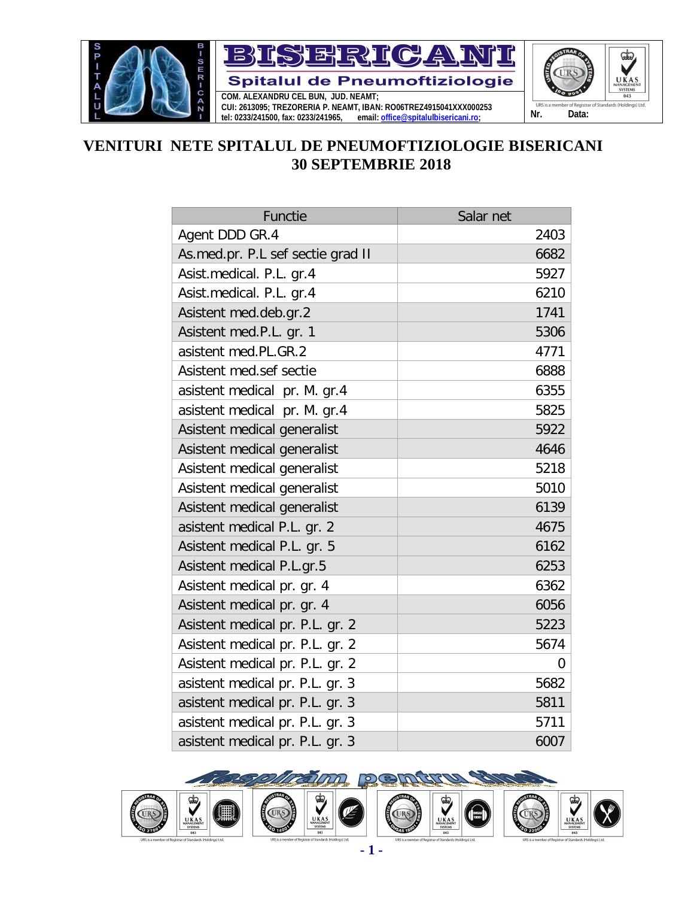# VENITURI NETE SPITALUL DE PNEUMOFTIZIOLOGIE BISERICANI 30 SEPTEMBRIE 2018

| Functie | Salar net |
|---|---|
| Agent DDD GR.4 | 2403 |
| As.med.pr. P.L sef sectie grad II | 6682 |
| Asist.medical. P.L. gr.4 | 5927 |
| Asist.medical. P.L. gr.4 | 6210 |
| Asistent med.deb.gr.2 | 1741 |
| Asistent med.P.L. gr. 1 | 5306 |
| asistent med.PL.GR.2 | 4771 |
| Asistent med.sef sectie | 6888 |
| asistent medical pr. M. gr.4 | 6355 |
| asistent medical pr. M. gr.4 | 5825 |
| Asistent medical generalist | 5922 |
| Asistent medical generalist | 4646 |
| Asistent medical generalist | 5218 |
| Asistent medical generalist | 5010 |
| Asistent medical generalist | 6139 |
| asistent medical P.L. gr. 2 | 4675 |
| Asistent medical P.L. gr. 5 | 6162 |
| Asistent medical P.L.gr.5 | 6253 |
| Asistent medical pr. gr. 4 | 6362 |
| Asistent medical pr. gr. 4 | 6056 |
| Asistent medical pr. P.L. gr. 2 | 5223 |
| Asistent medical pr. P.L. gr. 2 | 5674 |
| Asistent medical pr. P.L. gr. 2 | 0 |
| asistent medical pr. P.L. gr. 3 | 5682 |
| asistent medical pr. P.L. gr. 3 | 5811 |
| asistent medical pr. P.L. gr. 3 | 5711 |
| asistent medical pr. P.L. gr. 3 | 6007 |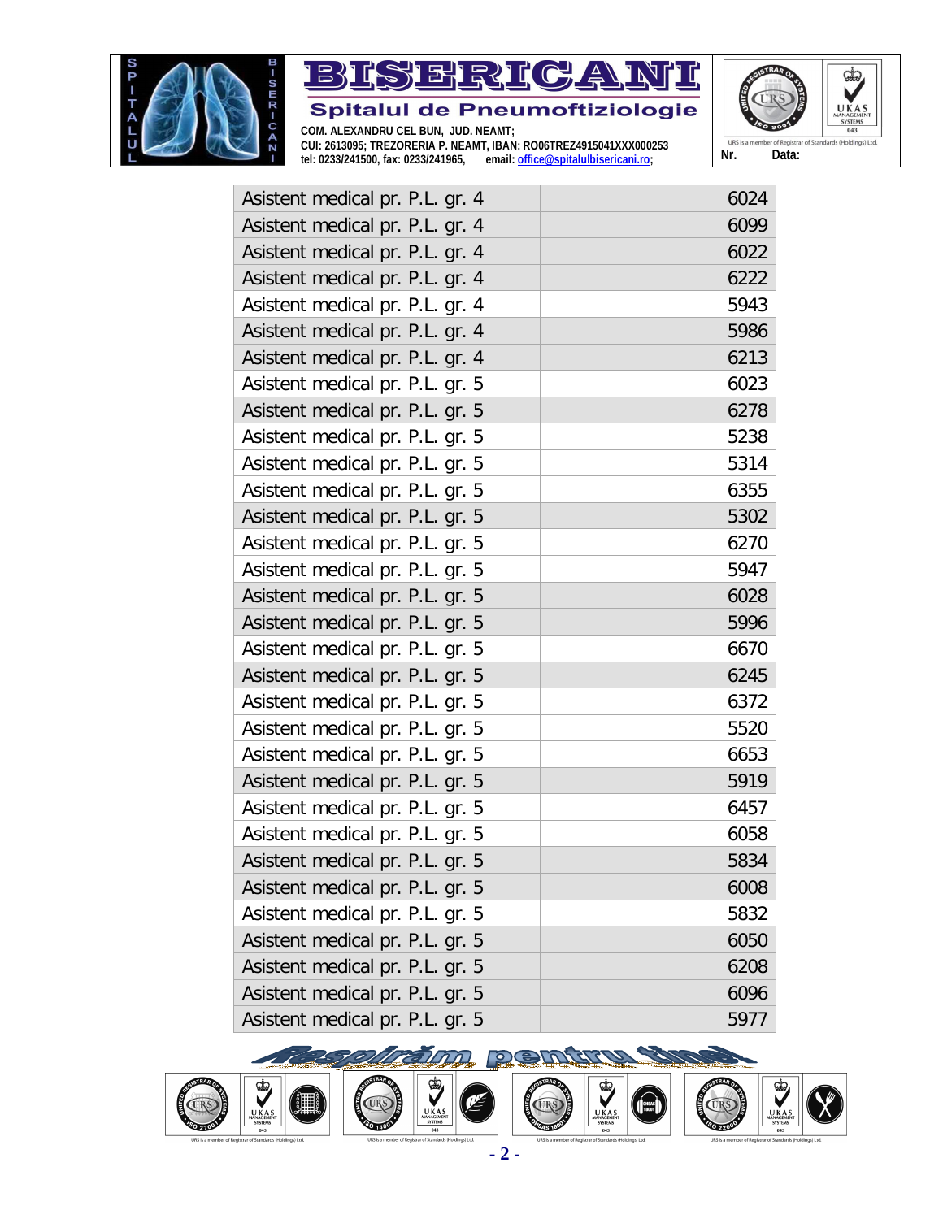| Asistent medical pr. P.L. gr. 4 | 6024 |
|---|---|
| Asistent medical pr. P.L. gr. 4 | 6099 |
| Asistent medical pr. P.L. gr. 4 | 6022 |
| Asistent medical pr. P.L. gr. 4 | 6222 |
| Asistent medical pr. P.L. gr. 4 | 5943 |
| Asistent medical pr. P.L. gr. 4 | 5986 |
| Asistent medical pr. P.L. gr. 4 | 6213 |
| Asistent medical pr. P.L. gr. 5 | 6023 |
| Asistent medical pr. P.L. gr. 5 | 6278 |
| Asistent medical pr. P.L. gr. 5 | 5238 |
| Asistent medical pr. P.L. gr. 5 | 5314 |
| Asistent medical pr. P.L. gr. 5 | 6355 |
| Asistent medical pr. P.L. gr. 5 | 5302 |
| Asistent medical pr. P.L. gr. 5 | 6270 |
| Asistent medical pr. P.L. gr. 5 | 5947 |
| Asistent medical pr. P.L. gr. 5 | 6028 |
| Asistent medical pr. P.L. gr. 5 | 5996 |
| Asistent medical pr. P.L. gr. 5 | 6670 |
| Asistent medical pr. P.L. gr. 5 | 6245 |
| Asistent medical pr. P.L. gr. 5 | 6372 |
| Asistent medical pr. P.L. gr. 5 | 5520 |
| Asistent medical pr. P.L. gr. 5 | 6653 |
| Asistent medical pr. P.L. gr. 5 | 5919 |
| Asistent medical pr. P.L. gr. 5 | 6457 |
| Asistent medical pr. P.L. gr. 5 | 6058 |
| Asistent medical pr. P.L. gr. 5 | 5834 |
| Asistent medical pr. P.L. gr. 5 | 6008 |
| Asistent medical pr. P.L. gr. 5 | 5832 |
| Asistent medical pr. P.L. gr. 5 | 6050 |
| Asistent medical pr. P.L. gr. 5 | 6208 |
| Asistent medical pr. P.L. gr. 5 | 6096 |
| Asistent medical pr. P.L. gr. 5 | 5977 |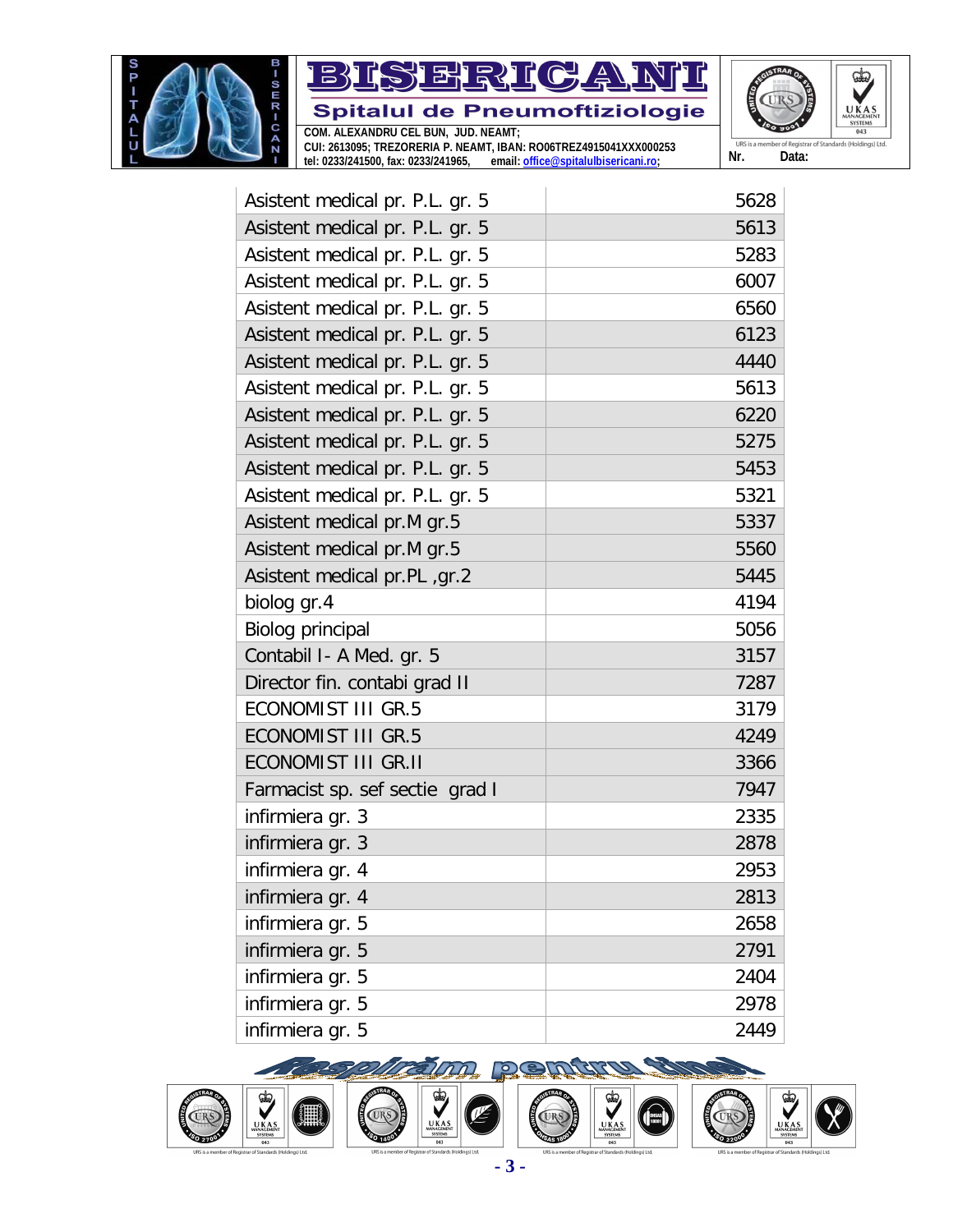| Asistent medical pr. P.L. gr. 5 | 5628 |
|---|---|
| Asistent medical pr. P.L. gr. 5 | 5613 |
| Asistent medical pr. P.L. gr. 5 | 5283 |
| Asistent medical pr. P.L. gr. 5 | 6007 |
| Asistent medical pr. P.L. gr. 5 | 6560 |
| Asistent medical pr. P.L. gr. 5 | 6123 |
| Asistent medical pr. P.L. gr. 5 | 4440 |
| Asistent medical pr. P.L. gr. 5 | 5613 |
| Asistent medical pr. P.L. gr. 5 | 6220 |
| Asistent medical pr. P.L. gr. 5 | 5275 |
| Asistent medical pr. P.L. gr. 5 | 5453 |
| Asistent medical pr. P.L. gr. 5 | 5321 |
| Asistent medical pr.M gr.5 | 5337 |
| Asistent medical pr.M gr.5 | 5560 |
| Asistent medical pr.PL ,gr.2 | 5445 |
| biolog gr.4 | 4194 |
| Biolog principal | 5056 |
| Contabil I- A Med. gr. 5 | 3157 |
| Director fin. contabi grad II | 7287 |
| ECONOMIST III GR.5 | 3179 |
| ECONOMIST III GR.5 | 4249 |
| ECONOMIST III GR.II | 3366 |
| Farmacist sp. sef sectie grad I | 7947 |
| infirmiera gr. 3 | 2335 |
| infirmiera gr. 3 | 2878 |
| infirmiera gr. 4 | 2953 |
| infirmiera gr. 4 | 2813 |
| infirmiera gr. 5 | 2658 |
| infirmiera gr. 5 | 2791 |
| infirmiera gr. 5 | 2404 |
| infirmiera gr. 5 | 2978 |
| infirmiera gr. 5 | 2449 |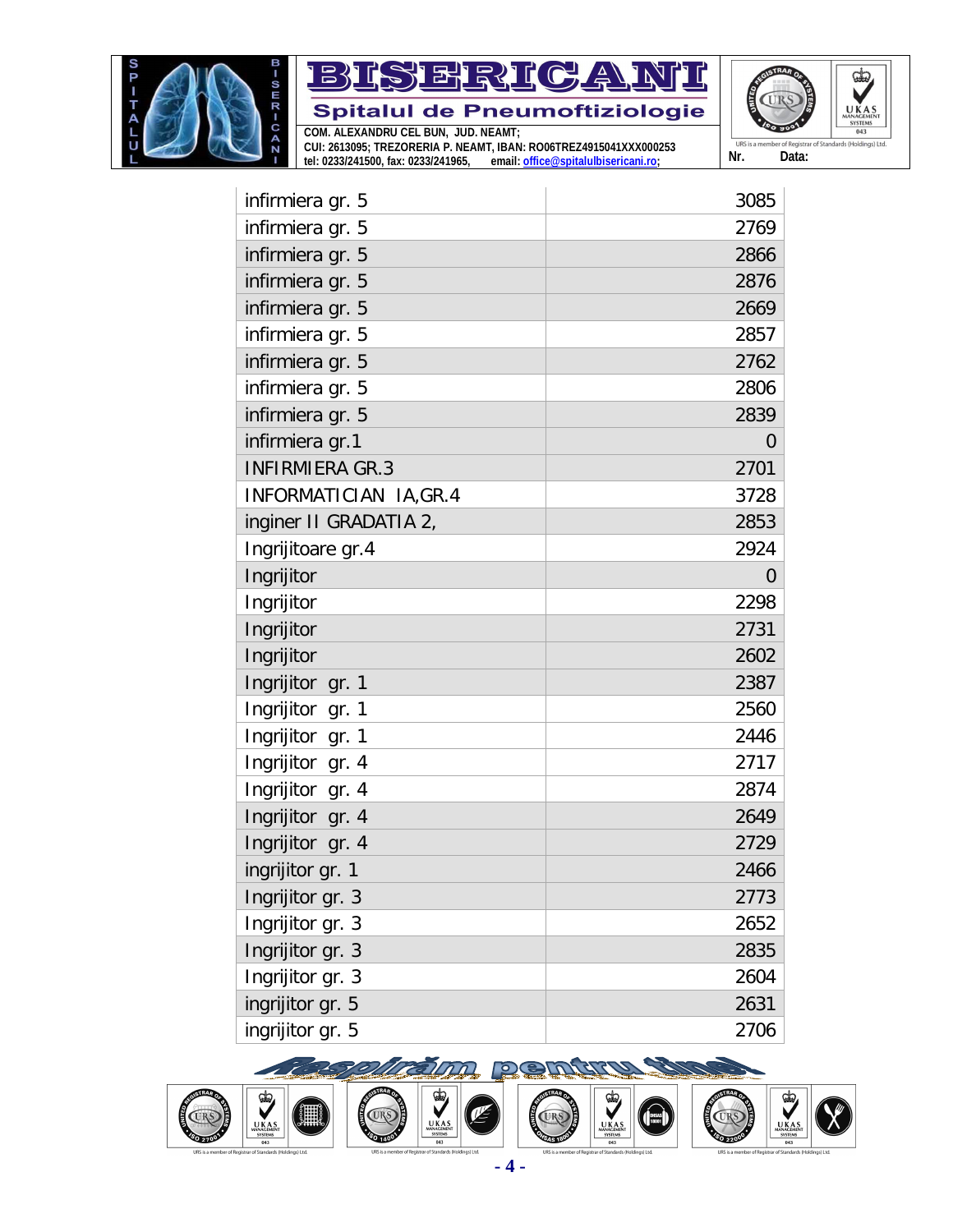| | |
|---|---|
| infirmiera gr. 5 | 3085 |
| infirmiera gr. 5 | 2769 |
| infirmiera gr. 5 | 2866 |
| infirmiera gr. 5 | 2876 |
| infirmiera gr. 5 | 2669 |
| infirmiera gr. 5 | 2857 |
| infirmiera gr. 5 | 2762 |
| infirmiera gr. 5 | 2806 |
| infirmiera gr. 5 | 2839 |
| infirmiera gr.1 | 0 |
| INFIRMIERA GR.3 | 2701 |
| INFORMATICIAN IA,GR.4 | 3728 |
| inginer II GRADATIA 2, | 2853 |
| Ingrijitoare gr.4 | 2924 |
| Ingrijitor | 0 |
| Ingrijitor | 2298 |
| Ingrijitor | 2731 |
| Ingrijitor | 2602 |
| Ingrijitor gr. 1 | 2387 |
| Ingrijitor gr. 1 | 2560 |
| Ingrijitor gr. 1 | 2446 |
| Ingrijitor gr. 4 | 2717 |
| Ingrijitor gr. 4 | 2874 |
| Ingrijitor gr. 4 | 2649 |
| Ingrijitor gr. 4 | 2729 |
| ingrijitor gr. 1 | 2466 |
| Ingrijitor gr. 3 | 2773 |
| Ingrijitor gr. 3 | 2652 |
| Ingrijitor gr. 3 | 2835 |
| Ingrijitor gr. 3 | 2604 |
| ingrijitor gr. 5 | 2631 |
| ingrijitor gr. 5 | 2706 |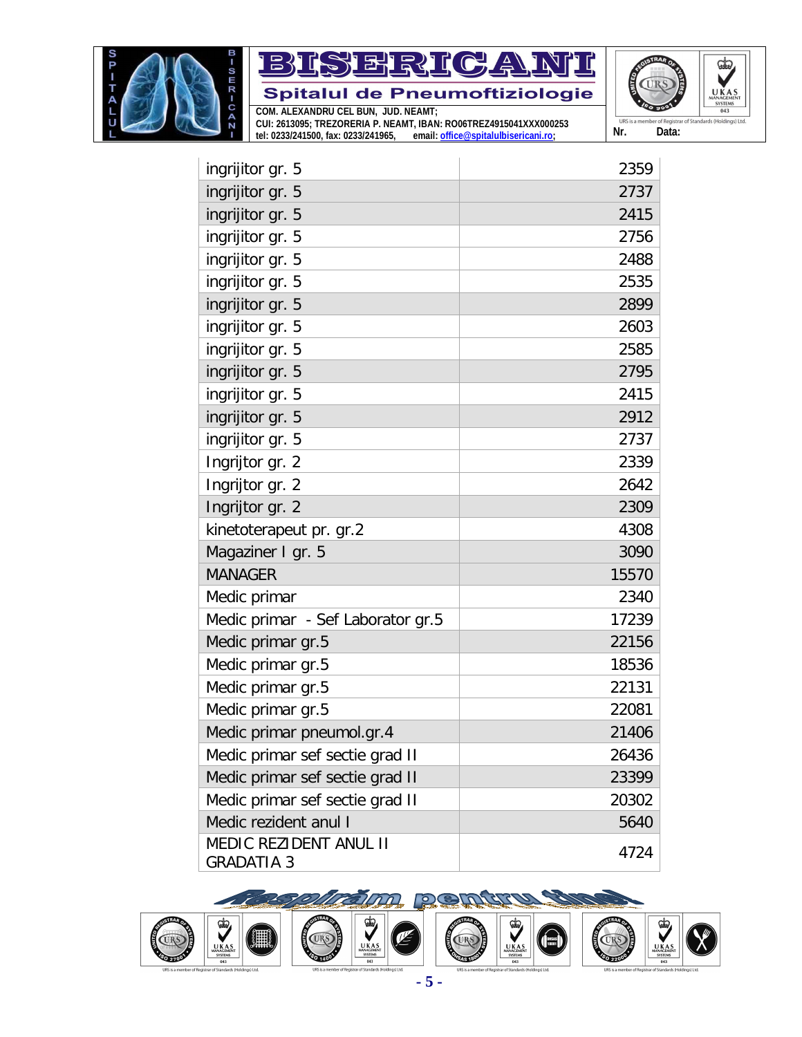| | |
|---|---|
| ingrijitor gr. 5 | 2359 |
| ingrijitor gr. 5 | 2737 |
| ingrijitor gr. 5 | 2415 |
| ingrijitor gr. 5 | 2756 |
| ingrijitor gr. 5 | 2488 |
| ingrijitor gr. 5 | 2535 |
| ingrijitor gr. 5 | 2899 |
| ingrijitor gr. 5 | 2603 |
| ingrijitor gr. 5 | 2585 |
| ingrijitor gr. 5 | 2795 |
| ingrijitor gr. 5 | 2415 |
| ingrijitor gr. 5 | 2912 |
| ingrijitor gr. 5 | 2737 |
| Ingrijtor gr. 2 | 2339 |
| Ingrijtor gr. 2 | 2642 |
| Ingrijtor gr. 2 | 2309 |
| kinetoterapeut pr. gr.2 | 4308 |
| Magaziner I gr. 5 | 3090 |
| MANAGER | 15570 |
| Medic primar | 2340 |
| Medic primar - Sef Laborator gr.5 | 17239 |
| Medic primar gr.5 | 22156 |
| Medic primar gr.5 | 18536 |
| Medic primar gr.5 | 22131 |
| Medic primar gr.5 | 22081 |
| Medic primar pneumol.gr.4 | 21406 |
| Medic primar sef sectie grad II | 26436 |
| Medic primar sef sectie grad II | 23399 |
| Medic primar sef sectie grad II | 20302 |
| Medic rezident anul I | 5640 |
| MEDIC REZIDENT ANUL II GRADATIA 3 | 4724 |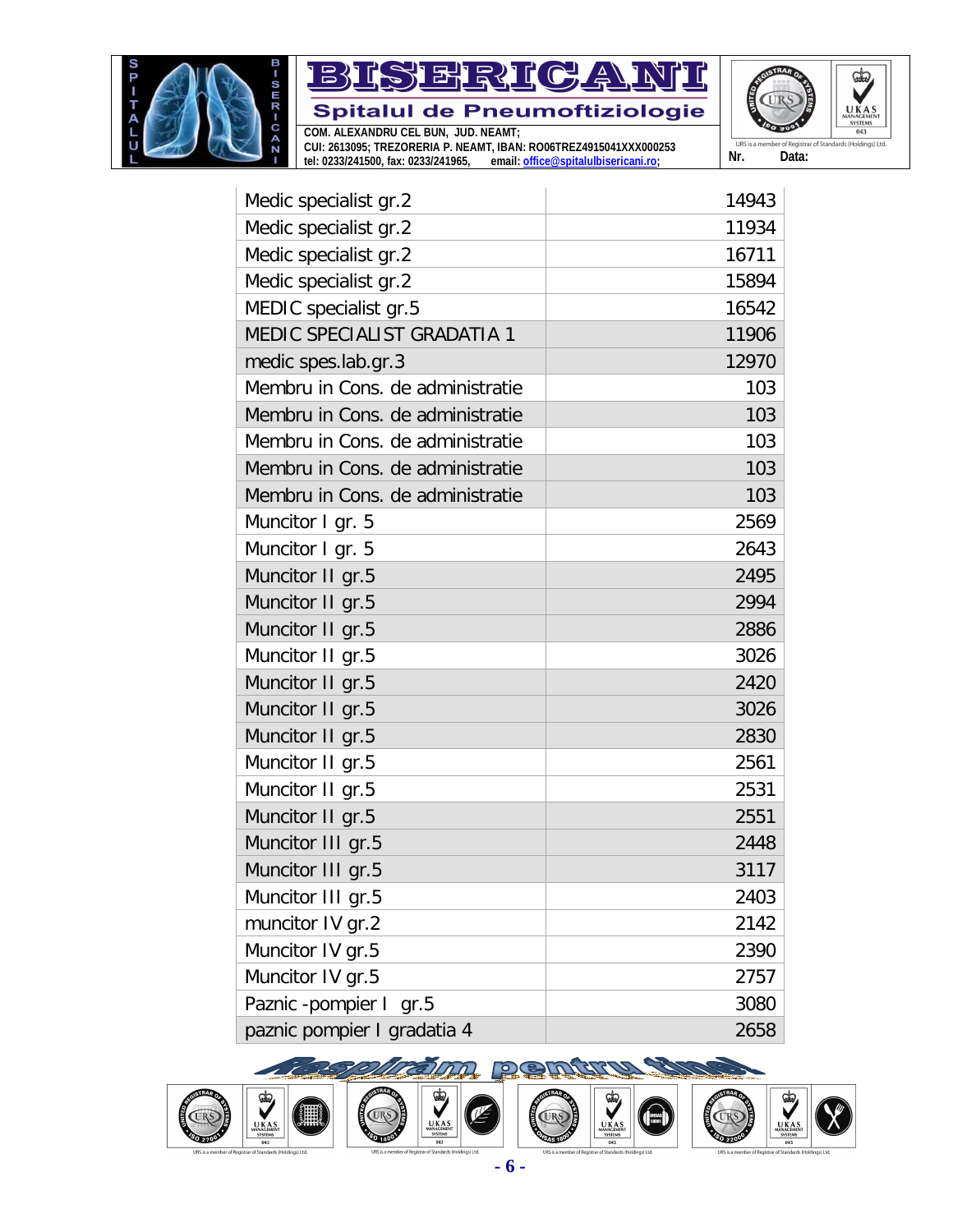| | |
|---|---|
| Medic specialist gr.2 | 14943 |
| Medic specialist gr.2 | 11934 |
| Medic specialist gr.2 | 16711 |
| Medic specialist gr.2 | 15894 |
| MEDIC specialist gr.5 | 16542 |
| MEDIC SPECIALIST GRADATIA 1 | 11906 |
| medic spes.lab.gr.3 | 12970 |
| Membru in Cons. de administratie | 103 |
| Membru in Cons. de administratie | 103 |
| Membru in Cons. de administratie | 103 |
| Membru in Cons. de administratie | 103 |
| Membru in Cons. de administratie | 103 |
| Muncitor I gr. 5 | 2569 |
| Muncitor I gr. 5 | 2643 |
| Muncitor II gr.5 | 2495 |
| Muncitor II gr.5 | 2994 |
| Muncitor II gr.5 | 2886 |
| Muncitor II gr.5 | 3026 |
| Muncitor II gr.5 | 2420 |
| Muncitor II gr.5 | 3026 |
| Muncitor II gr.5 | 2830 |
| Muncitor II gr.5 | 2561 |
| Muncitor II gr.5 | 2531 |
| Muncitor II gr.5 | 2551 |
| Muncitor III gr.5 | 2448 |
| Muncitor III gr.5 | 3117 |
| Muncitor III gr.5 | 2403 |
| muncitor IV gr.2 | 2142 |
| Muncitor IV gr.5 | 2390 |
| Muncitor IV gr.5 | 2757 |
| Paznic -pompier I gr.5 | 3080 |
| paznic pompier I gradatia 4 | 2658 |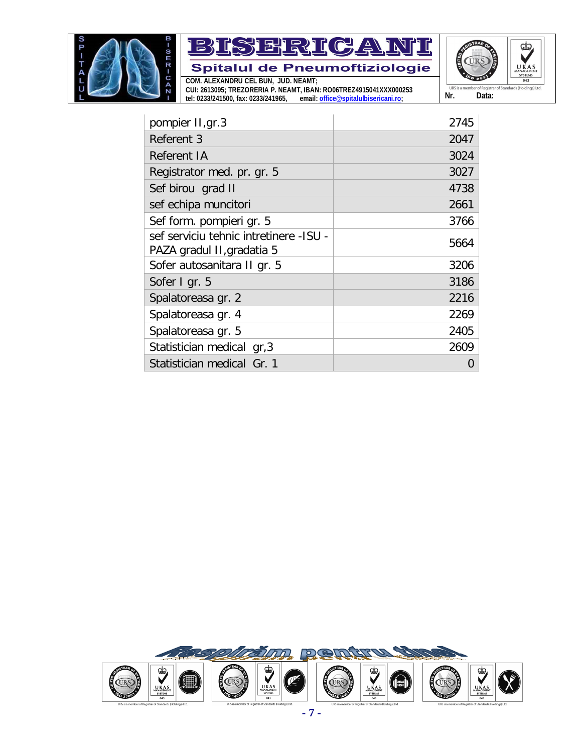| | |
|---|---|
| pompier II,gr.3 | 2745 |
| Referent 3 | 2047 |
| Referent IA | 3024 |
| Registrator med. pr. gr. 5 | 3027 |
| Sef birou grad II | 4738 |
| sef echipa muncitori | 2661 |
| Sef form. pompieri gr. 5 | 3766 |
| sef serviciu tehnic intretinere -ISU - PAZA gradul II,gradatia 5 | 5664 |
| Sofer autosanitara II gr. 5 | 3206 |
| Sofer I gr. 5 | 3186 |
| Spalatoreasa gr. 2 | 2216 |
| Spalatoreasa gr. 4 | 2269 |
| Spalatoreasa gr. 5 | 2405 |
| Statistician medical gr,3 | 2609 |
| Statistician medical Gr. 1 | 0 |